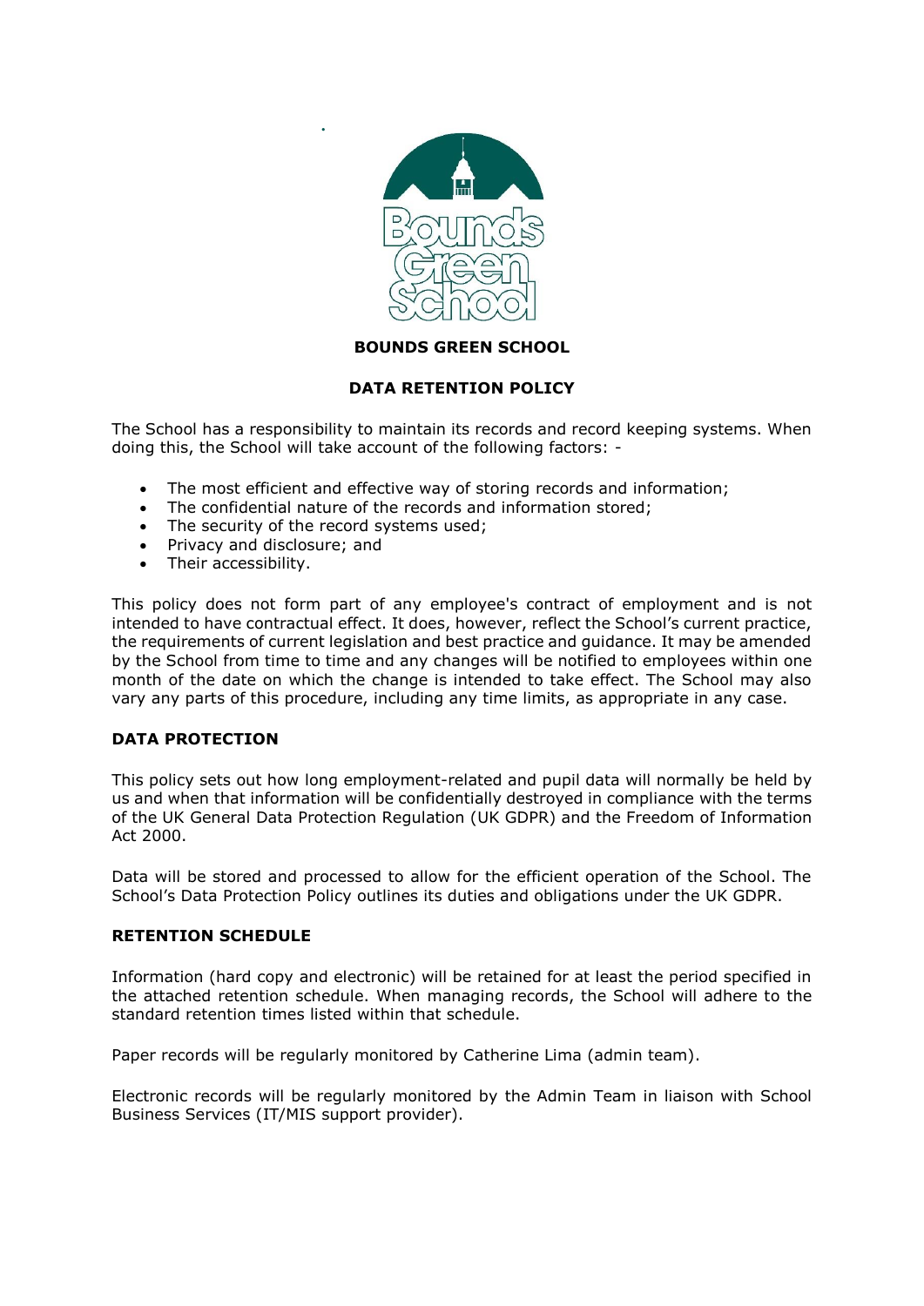# BOUNDS GREEN SCHOOL

## DATA RETENTION POLICY

The School has a responsibility to maintain its records and record keeping systems. When doing this, the School will take account of the following factors: -

- The most efficient and effective way of storing records and information;
- The confidential nature of the records and information stored;
- The security of the record systems used;
- Privacy and disclosure; and
- Their accessibility.

This policy does not form part of any employee's contract of employment and is not intended to have contractual effect. It does, however, reflect the School's current practice, the requirements of current legislation and best practice and guidance. It may be amended by the School from time to time and any changes will be notified to employees within one month of the date on which the change is intended to take effect. The School may also vary any parts of this procedure, including any time limits, as appropriate in any case.

### DATA PROTECTION

This policy sets out how long employment-related and pupil data will normally be held by us and when that information will be confidentially destroyed in compliance with the terms of the UK General Data Protection Regulation (UK GDPR) and the Freedom of Information Act 2000.

Data will be stored and processed to allow for the efficient operation of the School. The School's Data Protection Policy outlines its duties and obligations under the UK GDPR.

### RETENTION SCHEDULE

Information (hard copy and electronic) will be retained for at least the period specified in the attached retention schedule. When managing records, the School will adhere to the standard retention times listed within that schedule.

Paper records will be regularly monitored by Catherine Lima (admin team).

Electronic records will be regularly monitored by the Admin Team in liaison with School Business Services (IT/MIS support provider).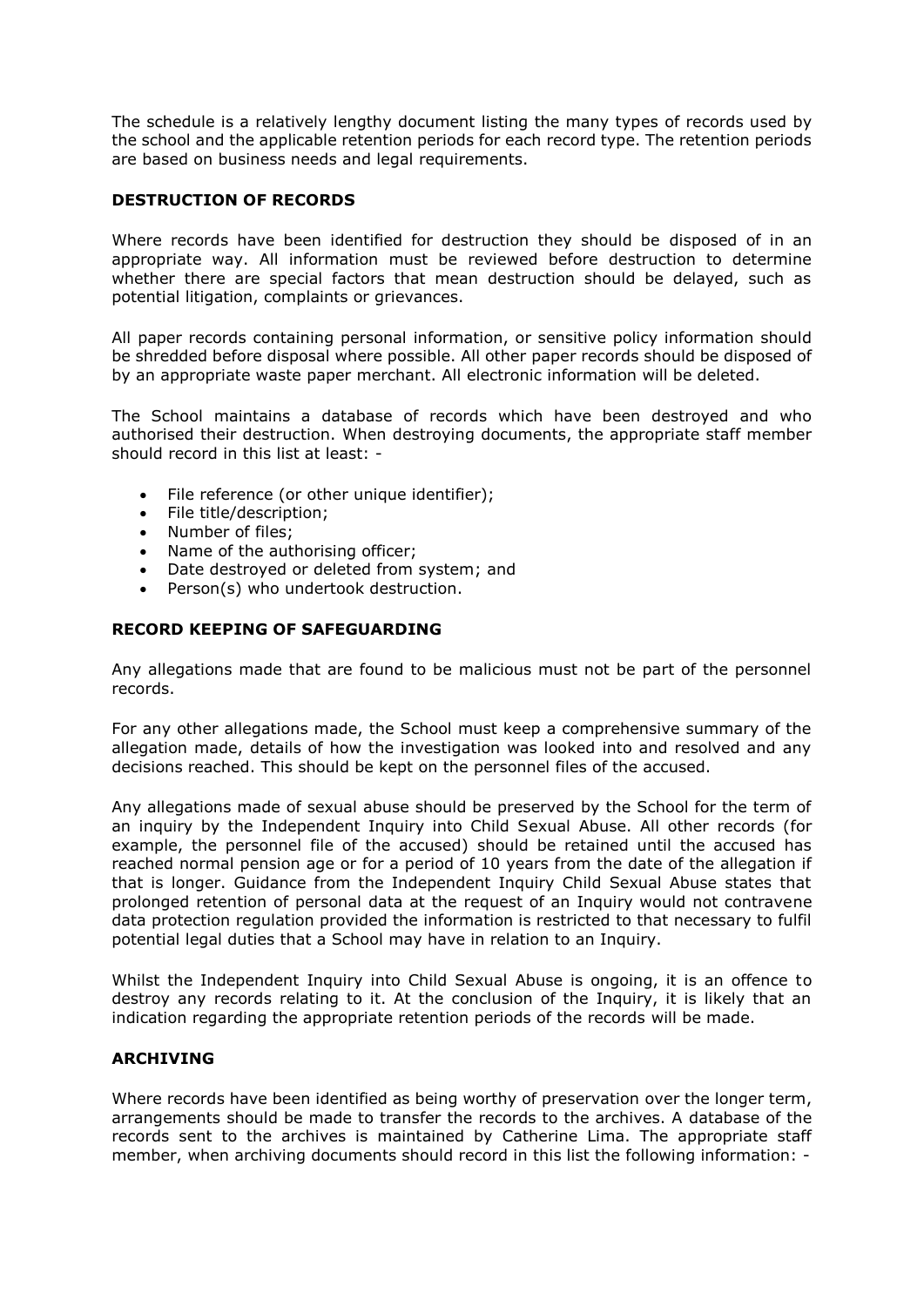The schedule is a relatively lengthy document listing the many types of records used by the school and the applicable retention periods for each record type. The retention periods are based on business needs and legal requirements.

## DESTRUCTION OF RECORDS

Where records have been identified for destruction they should be disposed of in an appropriate way. All information must be reviewed before destruction to determine whether there are special factors that mean destruction should be delayed, such as potential litigation, complaints or grievances.

All paper records containing personal information, or sensitive policy information should be shredded before disposal where possible. All other paper records should be disposed of by an appropriate waste paper merchant. All electronic information will be deleted.

The School maintains a database of records which have been destroyed and who authorised their destruction. When destroying documents, the appropriate staff member should record in this list at least: -

- File reference (or other unique identifier);
- File title/description;
- Number of files;
- Name of the authorising officer;
- Date destroyed or deleted from system; and
- Person(s) who undertook destruction.

## RECORD KEEPING OF SAFEGUARDING

Any allegations made that are found to be malicious must not be part of the personnel records.

For any other allegations made, the School must keep a comprehensive summary of the allegation made, details of how the investigation was looked into and resolved and any decisions reached. This should be kept on the personnel files of the accused.

Any allegations made of sexual abuse should be preserved by the School for the term of an inquiry by the Independent Inquiry into Child Sexual Abuse. All other records (for example, the personnel file of the accused) should be retained until the accused has reached normal pension age or for a period of 10 years from the date of the allegation if that is longer. Guidance from the Independent Inquiry Child Sexual Abuse states that prolonged retention of personal data at the request of an Inquiry would not contravene data protection regulation provided the information is restricted to that necessary to fulfil potential legal duties that a School may have in relation to an Inquiry.

Whilst the Independent Inquiry into Child Sexual Abuse is ongoing, it is an offence to destroy any records relating to it. At the conclusion of the Inquiry, it is likely that an indication regarding the appropriate retention periods of the records will be made.

## ARCHIVING

Where records have been identified as being worthy of preservation over the longer term, arrangements should be made to transfer the records to the archives. A database of the records sent to the archives is maintained by Catherine Lima. The appropriate staff member, when archiving documents should record in this list the following information: -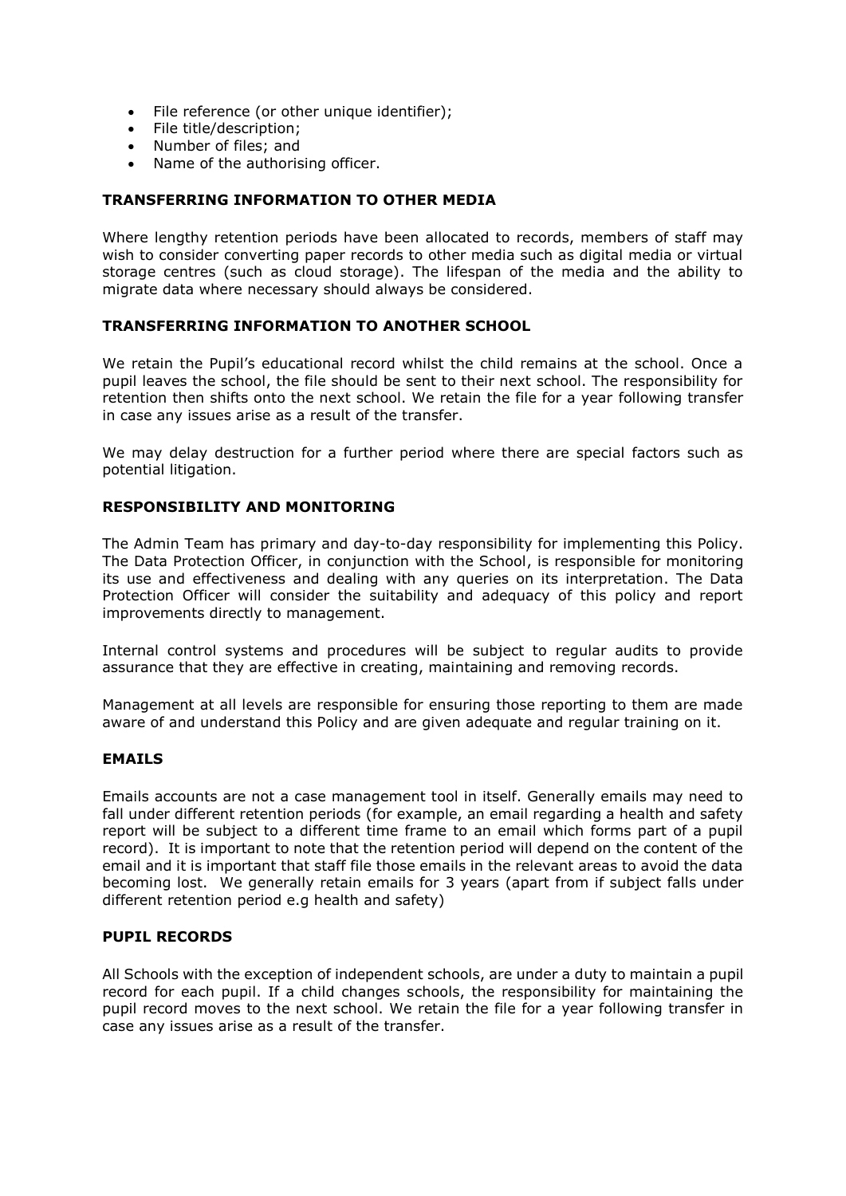- File reference (or other unique identifier);
- File title/description;
- Number of files; and
- Name of the authorising officer.

## TRANSFERRING INFORMATION TO OTHER MEDIA

Where lengthy retention periods have been allocated to records, members of staff may wish to consider converting paper records to other media such as digital media or virtual storage centres (such as cloud storage). The lifespan of the media and the ability to migrate data where necessary should always be considered.

## TRANSFERRING INFORMATION TO ANOTHER SCHOOL

We retain the Pupil's educational record whilst the child remains at the school. Once a pupil leaves the school, the file should be sent to their next school. The responsibility for retention then shifts onto the next school. We retain the file for a year following transfer in case any issues arise as a result of the transfer.

We may delay destruction for a further period where there are special factors such as potential litigation.

## RESPONSIBILITY AND MONITORING

The Admin Team has primary and day-to-day responsibility for implementing this Policy. The Data Protection Officer, in conjunction with the School, is responsible for monitoring its use and effectiveness and dealing with any queries on its interpretation. The Data Protection Officer will consider the suitability and adequacy of this policy and report improvements directly to management.

Internal control systems and procedures will be subject to regular audits to provide assurance that they are effective in creating, maintaining and removing records.

Management at all levels are responsible for ensuring those reporting to them are made aware of and understand this Policy and are given adequate and regular training on it.

## EMAILS

Emails accounts are not a case management tool in itself. Generally emails may need to fall under different retention periods (for example, an email regarding a health and safety report will be subject to a different time frame to an email which forms part of a pupil record). It is important to note that the retention period will depend on the content of the email and it is important that staff file those emails in the relevant areas to avoid the data becoming lost. We generally retain emails for 3 years (apart from if subject falls under different retention period e.g health and safety)

## PUPIL RECORDS

All Schools with the exception of independent schools, are under a duty to maintain a pupil record for each pupil. If a child changes schools, the responsibility for maintaining the pupil record moves to the next school. We retain the file for a year following transfer in case any issues arise as a result of the transfer.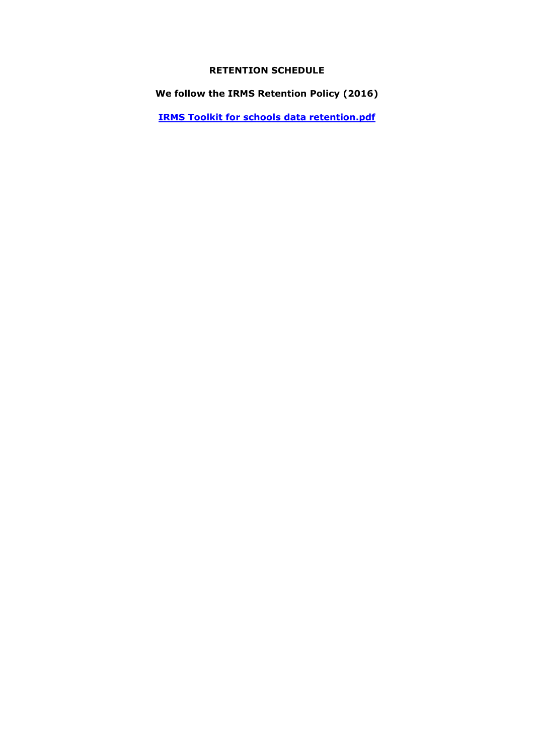**RETENTION SCHEDULE**

**We follow the IRMS Retention Policy (2016)**

**IRMS Toolkit for schools data retention.pdf**